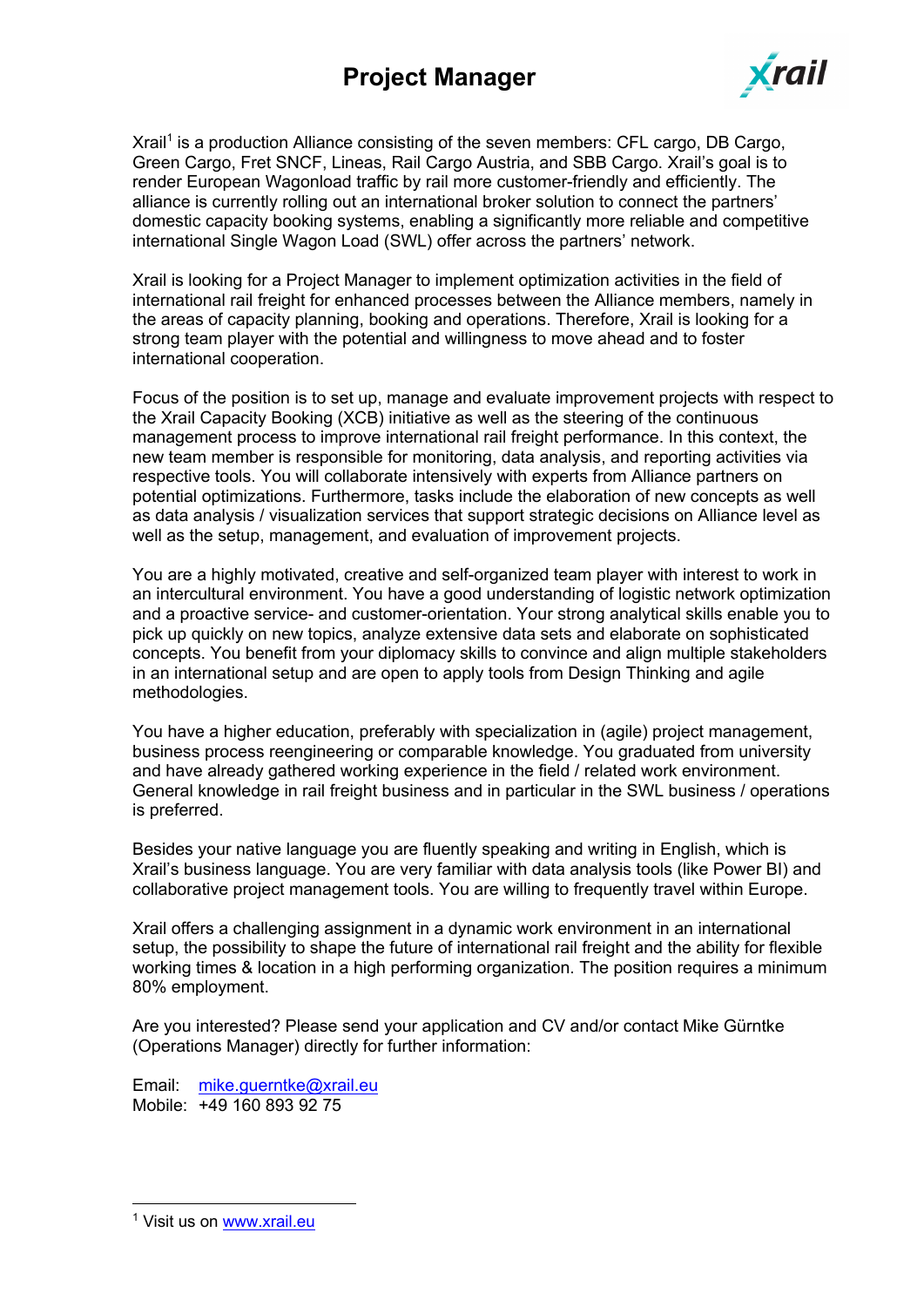# Project Manager

Xrail[1] is a production Alliance consisting of the seven members: CFL cargo, DB Cargo, Green Cargo, Fret SNCF, Lineas, Rail Cargo Austria, and SBB Cargo. Xrail's goal is to render European Wagonload traffic by rail more customer-friendly and efficiently. The alliance is currently rolling out an international broker solution to connect the partners' domestic capacity booking systems, enabling a significantly more reliable and competitive international Single Wagon Load (SWL) offer across the partners' network.

Xrail is looking for a Project Manager to implement optimization activities in the field of international rail freight for enhanced processes between the Alliance members, namely in the areas of capacity planning, booking and operations. Therefore, Xrail is looking for a strong team player with the potential and willingness to move ahead and to foster international cooperation.

Focus of the position is to set up, manage and evaluate improvement projects with respect to the Xrail Capacity Booking (XCB) initiative as well as the steering of the continuous management process to improve international rail freight performance. In this context, the new team member is responsible for monitoring, data analysis, and reporting activities via respective tools. You will collaborate intensively with experts from Alliance partners on potential optimizations. Furthermore, tasks include the elaboration of new concepts as well as data analysis / visualization services that support strategic decisions on Alliance level as well as the setup, management, and evaluation of improvement projects.

You are a highly motivated, creative and self-organized team player with interest to work in an intercultural environment. You have a good understanding of logistic network optimization and a proactive service- and customer-orientation. Your strong analytical skills enable you to pick up quickly on new topics, analyze extensive data sets and elaborate on sophisticated concepts. You benefit from your diplomacy skills to convince and align multiple stakeholders in an international setup and are open to apply tools from Design Thinking and agile methodologies.

You have a higher education, preferably with specialization in (agile) project management, business process reengineering or comparable knowledge. You graduated from university and have already gathered working experience in the field / related work environment. General knowledge in rail freight business and in particular in the SWL business / operations is preferred.

Besides your native language you are fluently speaking and writing in English, which is Xrail's business language. You are very familiar with data analysis tools (like Power BI) and collaborative project management tools. You are willing to frequently travel within Europe.

Xrail offers a challenging assignment in a dynamic work environment in an international setup, the possibility to shape the future of international rail freight and the ability for flexible working times & location in a high performing organization. The position requires a minimum 80% employment.

Are you interested? Please send your application and CV and/or contact Mike Gürntke (Operations Manager) directly for further information:

Email: mike.guerntke@xrail.eu
Mobile: +49 160 893 92 75

[1] Visit us on www.xrail.eu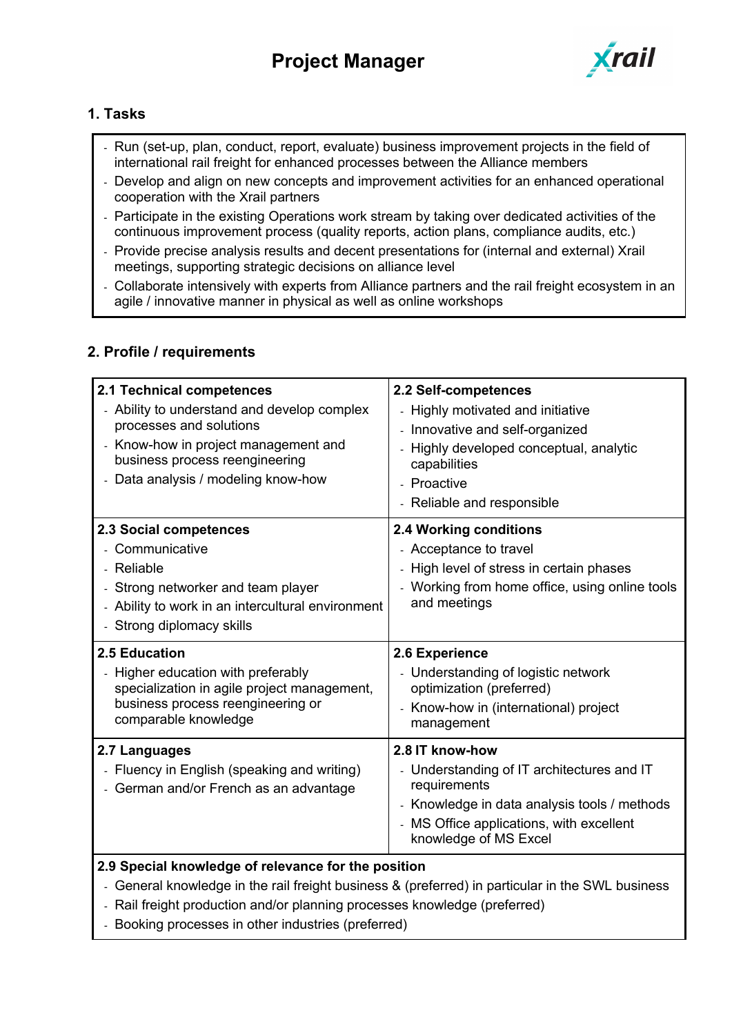# Project Manager

## 1. Tasks

- Run (set-up, plan, conduct, report, evaluate) business improvement projects in the field of international rail freight for enhanced processes between the Alliance members
- Develop and align on new concepts and improvement activities for an enhanced operational cooperation with the Xrail partners
- Participate in the existing Operations work stream by taking over dedicated activities of the continuous improvement process (quality reports, action plans, compliance audits, etc.)
- Provide precise analysis results and decent presentations for (internal and external) Xrail meetings, supporting strategic decisions on alliance level
- Collaborate intensively with experts from Alliance partners and the rail freight ecosystem in an agile / innovative manner in physical as well as online workshops

## 2. Profile / requirements

### 2.1 Technical competences

- Ability to understand and develop complex processes and solutions
- Know-how in project management and business process reengineering
- Data analysis / modeling know-how

### 2.2 Self-competences

- Highly motivated and initiative
- Innovative and self-organized
- Highly developed conceptual, analytic capabilities
- Proactive
- Reliable and responsible

### 2.3 Social competences

- Communicative
- Reliable
- Strong networker and team player
- Ability to work in an intercultural environment
- Strong diplomacy skills

### 2.4 Working conditions

- Acceptance to travel
- High level of stress in certain phases
- Working from home office, using online tools and meetings

### 2.5 Education

- Higher education with preferably specialization in agile project management, business process reengineering or comparable knowledge

### 2.6 Experience

- Understanding of logistic network optimization (preferred)
- Know-how in (international) project management

### 2.7 Languages

- Fluency in English (speaking and writing)
- German and/or French as an advantage

### 2.8 IT know-how

- Understanding of IT architectures and IT requirements
- Knowledge in data analysis tools / methods
- MS Office applications, with excellent knowledge of MS Excel

### 2.9 Special knowledge of relevance for the position

- General knowledge in the rail freight business & (preferred) in particular in the SWL business
- Rail freight production and/or planning processes knowledge (preferred)
- Booking processes in other industries (preferred)